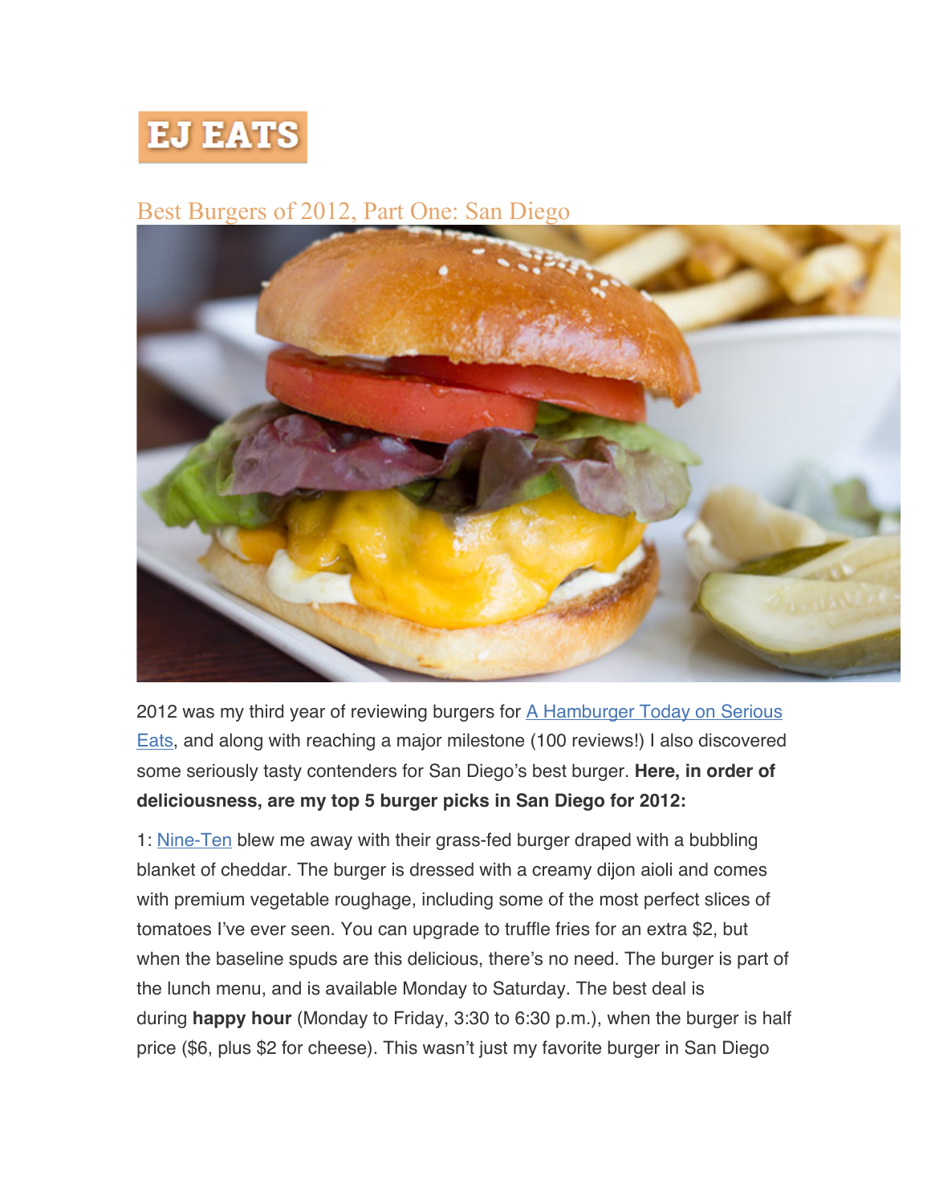EJ EATS

# Best Burgers of 2012, Part One: San Diego

2012 was my third year of reviewing burgers for [A Hamburger Today on Serious Eats](), and along with reaching a major milestone (100 reviews!) I also discovered some seriously tasty contenders for San Diego's best burger. **Here, in order of deliciousness, are my top 5 burger picks in San Diego for 2012:**

1: [Nine-Ten]() blew me away with their grass-fed burger draped with a bubbling blanket of cheddar. The burger is dressed with a creamy dijon aioli and comes with premium vegetable roughage, including some of the most perfect slices of tomatoes I've ever seen. You can upgrade to truffle fries for an extra $2, but when the baseline spuds are this delicious, there's no need. The burger is part of the lunch menu, and is available Monday to Saturday. The best deal is during **happy hour** (Monday to Friday, 3:30 to 6:30 p.m.), when the burger is half price ($6, plus $2 for cheese). This wasn't just my favorite burger in San Diego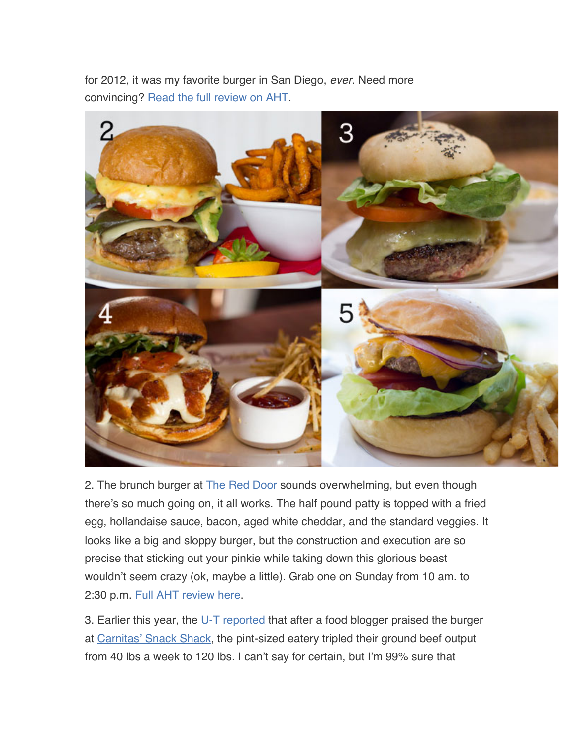for 2012, it was my favorite burger in San Diego, *ever*. Need more convincing? [Read the full review on AHT](#).

2. The brunch burger at [The Red Door](#) sounds overwhelming, but even though there's so much going on, it all works. The half pound patty is topped with a fried egg, hollandaise sauce, bacon, aged white cheddar, and the standard veggies. It looks like a big and sloppy burger, but the construction and execution are so precise that sticking out your pinkie while taking down this glorious beast wouldn't seem crazy (ok, maybe a little). Grab one on Sunday from 10 am. to 2:30 p.m. [Full AHT review here](#).

3. Earlier this year, the [U-T reported](#) that after a food blogger praised the burger at [Carnitas' Snack Shack](#), the pint-sized eatery tripled their ground beef output from 40 lbs a week to 120 lbs. I can't say for certain, but I'm 99% sure that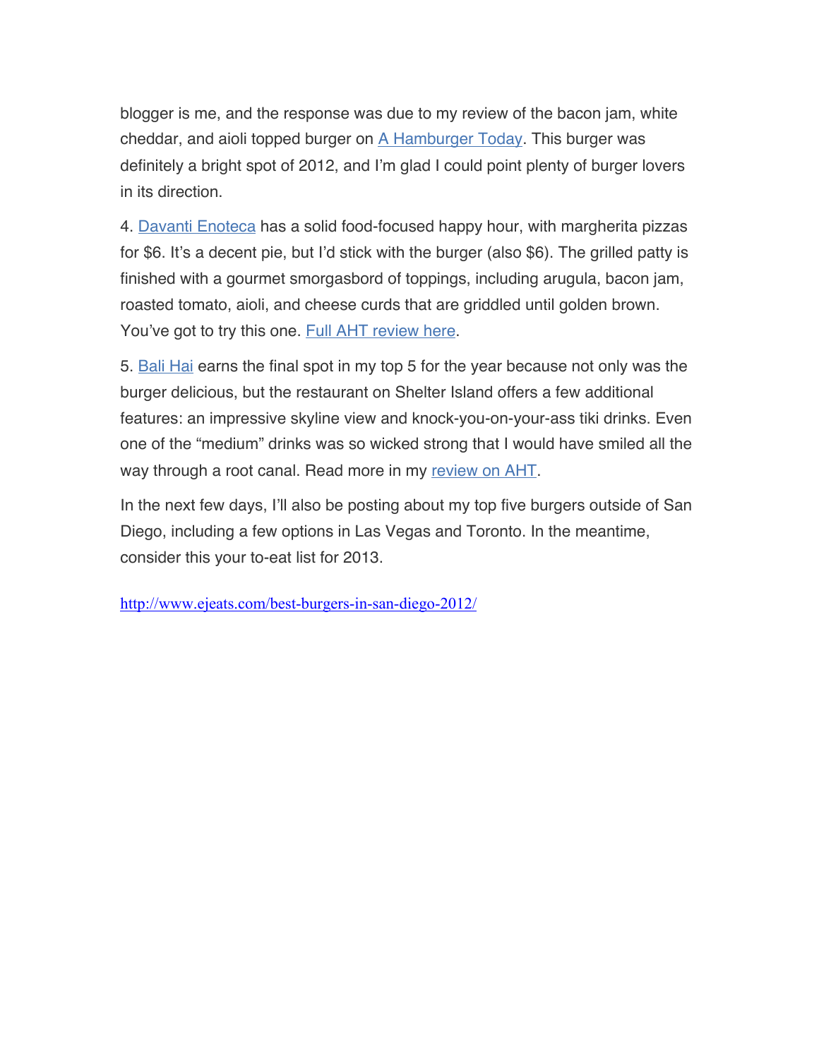blogger is me, and the response was due to my review of the bacon jam, white cheddar, and aioli topped burger on A Hamburger Today. This burger was definitely a bright spot of 2012, and I'm glad I could point plenty of burger lovers in its direction.

4. Davanti Enoteca has a solid food-focused happy hour, with margherita pizzas for $6. It's a decent pie, but I'd stick with the burger (also $6). The grilled patty is finished with a gourmet smorgasbord of toppings, including arugula, bacon jam, roasted tomato, aioli, and cheese curds that are griddled until golden brown. You've got to try this one. Full AHT review here.

5. Bali Hai earns the final spot in my top 5 for the year because not only was the burger delicious, but the restaurant on Shelter Island offers a few additional features: an impressive skyline view and knock-you-on-your-ass tiki drinks. Even one of the "medium" drinks was so wicked strong that I would have smiled all the way through a root canal. Read more in my review on AHT.

In the next few days, I'll also be posting about my top five burgers outside of San Diego, including a few options in Las Vegas and Toronto. In the meantime, consider this your to-eat list for 2013.

http://www.ejeats.com/best-burgers-in-san-diego-2012/